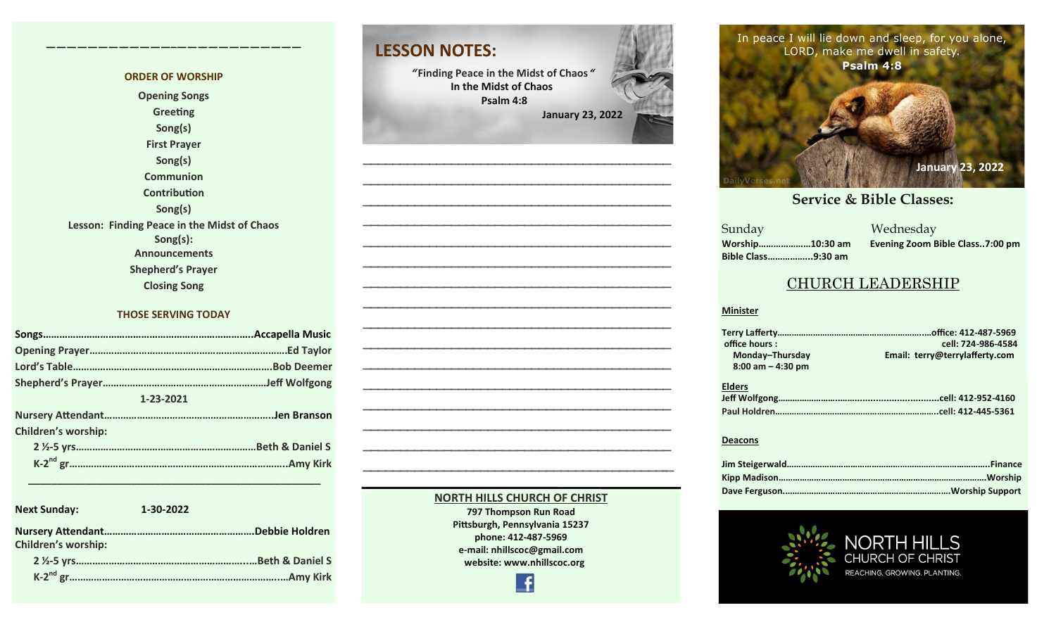## ORDER OF WORSHIP

Opening Songs
Greeting
Song(s)
First Prayer
Song(s)
Communion
Contribution
Song(s)
Lesson: Finding Peace in the Midst of Chaos
Song(s):
Announcements
Shepherd's Prayer
Closing Song

## THOSE SERVING TODAY

Songs……………………………………………………………Accapella Music
Opening Prayer……………………………………………………Ed Taylor
Lord's Table………………………………………………………Bob Deemer
Shepherd's Prayer…………………………………………………Jeff Wolfgong

1-23-2021

Nursery Attendant…………………………………………………Jen Branson
Children's worship:
2 ½-5 yrs……………………………………………………Beth & Daniel S
K-2nd gr…………………………………………………………Amy Kirk

---

**Next Sunday:** 1-30-2022

Nursery Attendant…………………………………………………Debbie Holdren
Children's worship:
2 ½-5 yrs……………………………………………………Beth & Daniel S
K-2nd gr…………………………………………………………Amy Kirk

# LESSON NOTES:

"Finding Peace in the Midst of Chaos"
In the Midst of Chaos
Psalm 4:8
January 23, 2022

______________________________________________
______________________________________________
______________________________________________
______________________________________________
______________________________________________
______________________________________________
______________________________________________
______________________________________________
______________________________________________
______________________________________________
______________________________________________
______________________________________________
______________________________________________
______________________________________________
______________________________________________
______________________________________________

**NORTH HILLS CHURCH OF CHRIST**
797 Thompson Run Road
Pittsburgh, Pennsylvania 15237
phone: 412-487-5969
e-mail: nhillscoc@gmail.com
website: www.nhillscoc.org

In peace I will lie down and sleep, for you alone, LORD, make me dwell in safety.
**Psalm 4:8**

January 23, 2022

## Service & Bible Classes:

**Sunday**
Worship…………………10:30 am
Bible Class……………..9:30 am

**Wednesday**
Evening Zoom Bible Class..7:00 pm

## CHURCH LEADERSHIP

**Minister**

Terry Lafferty……………………………………………office: 412-487-5969
office hours: cell: 724-986-4584
Monday–Thursday
8:00 am – 4:30 pm
Email: terry@terrylafferty.com

**Elders**

Jeff Wolfgong……………………………………………cell: 412-952-4160
Paul Holdren……………………………………………cell: 412-445-5361

**Deacons**

Jim Steigerwald……………………………………………………Finance
Kipp Madison……………………………………………………Worship
Dave Ferguson…………………………………………Worship Support

NORTH HILLS CHURCH OF CHRIST
REACHING. GROWING. PLANTING.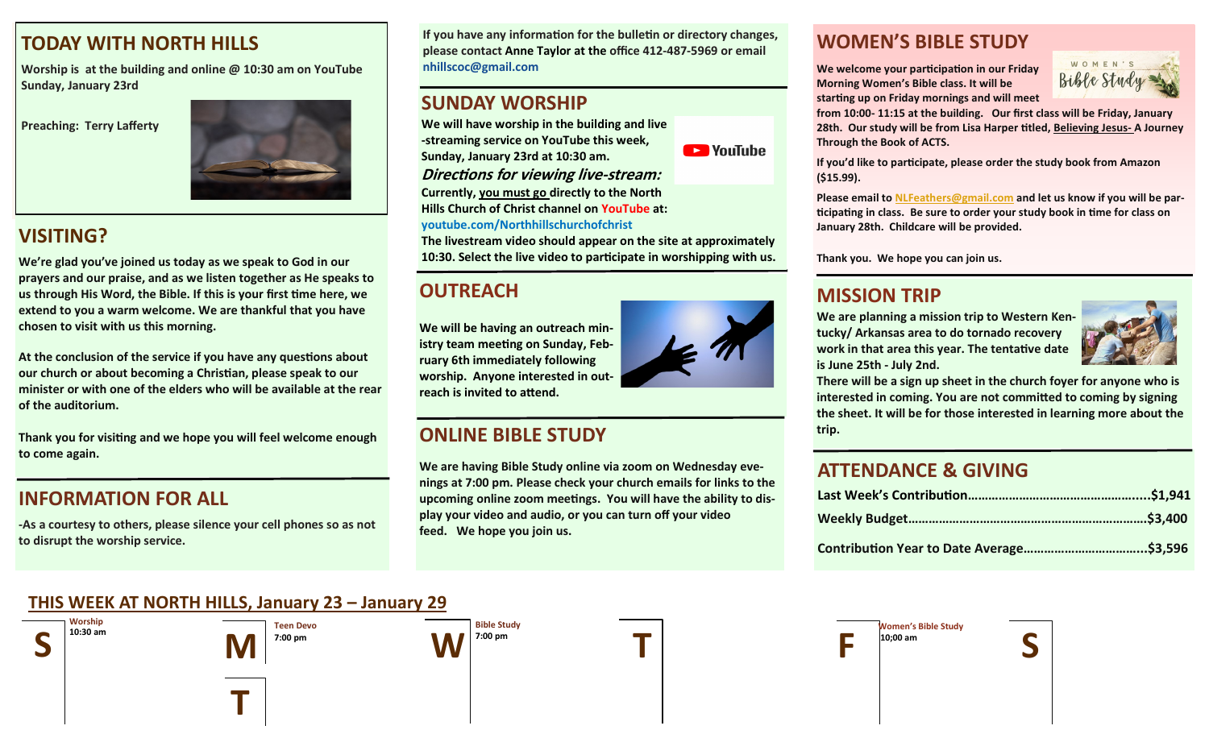## TODAY WITH NORTH HILLS

**Worship is at the building and online @ 10:30 am on YouTube Sunday, January 23rd**

**Preaching: Terry Lafferty**

## VISITING?

**We're glad you've joined us today as we speak to God in our prayers and our praise, and as we listen together as He speaks to us through His Word, the Bible. If this is your first time here, we extend to you a warm welcome. We are thankful that you have chosen to visit with us this morning.**

**At the conclusion of the service if you have any questions about our church or about becoming a Christian, please speak to our minister or with one of the elders who will be available at the rear of the auditorium.**

**Thank you for visiting and we hope you will feel welcome enough to come again.**

## INFORMATION FOR ALL

**-As a courtesy to others, please silence your cell phones so as not to disrupt the worship service.**

**If you have any information for the bulletin or directory changes, please contact Anne Taylor at the office 412-487-5969 or email nhillscoc@gmail.com**

## SUNDAY WORSHIP

**We will have worship in the building and live-streaming service on YouTube this week, Sunday, January 23rd at 10:30 am.**

***Directions for viewing live-stream:***

**Currently, you must go directly to the North Hills Church of Christ channel on YouTube at: youtube.com/Northhillschurchofchrist**

**The livestream video should appear on the site at approximately 10:30. Select the live video to participate in worshipping with us.**

## OUTREACH

**We will be having an outreach ministry team meeting on Sunday, February 6th immediately following worship. Anyone interested in outreach is invited to attend.**

## ONLINE BIBLE STUDY

**We are having Bible Study online via zoom on Wednesday evenings at 7:00 pm. Please check your church emails for links to the upcoming online zoom meetings. You will have the ability to display your video and audio, or you can turn off your video feed. We hope you join us.**

## WOMEN'S BIBLE STUDY

**We welcome your participation in our Friday Morning Women's Bible class. It will be starting up on Friday mornings and will meet from 10:00- 11:15 at the building. Our first class will be Friday, January 28th. Our study will be from Lisa Harper titled, Believing Jesus- A Journey Through the Book of ACTS.**

**If you'd like to participate, please order the study book from Amazon ($15.99).**

**Please email to NLFeathers@gmail.com and let us know if you will be participating in class. Be sure to order your study book in time for class on January 28th. Childcare will be provided.**

**Thank you. We hope you can join us.**

## MISSION TRIP

**We are planning a mission trip to Western Kentucky/ Arkansas area to do tornado recovery work in that area this year. The tentative date is June 25th - July 2nd.**

**There will be a sign up sheet in the church foyer for anyone who is interested in coming. You are not committed to coming by signing the sheet. It will be for those interested in learning more about the trip.**

## ATTENDANCE & GIVING

**Last Week's Contribution……………………………………………$1,941**

**Weekly Budget………………………………………………………$3,400**

**Contribution Year to Date Average……………………………$3,596**

## THIS WEEK AT NORTH HILLS, January 23 – January 29

**S** — Worship 10:30 am

**M** — Teen Devo 7:00 pm

**T**

**W** — Bible Study 7:00 pm

**T**

**F** — Women's Bible Study 10;00 am

**S**